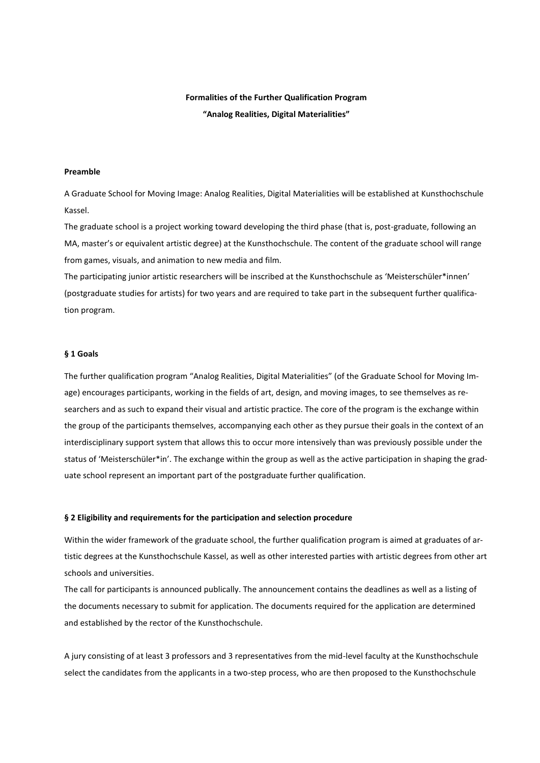**Formalities of the Further Qualification Program**

**"Analog Realities, Digital Materialities"**

**Preamble**

A Graduate School for Moving Image: Analog Realities, Digital Materialities will be established at Kunsthochschule Kassel.

The graduate school is a project working toward developing the third phase (that is, post-graduate, following an MA, master's or equivalent artistic degree) at the Kunsthochschule. The content of the graduate school will range from games, visuals, and animation to new media and film.

The participating junior artistic researchers will be inscribed at the Kunsthochschule as 'Meisterschüler*innen' (postgraduate studies for artists) for two years and are required to take part in the subsequent further qualification program.

**§ 1 Goals**

The further qualification program "Analog Realities, Digital Materialities" (of the Graduate School for Moving Image) encourages participants, working in the fields of art, design, and moving images, to see themselves as researchers and as such to expand their visual and artistic practice. The core of the program is the exchange within the group of the participants themselves, accompanying each other as they pursue their goals in the context of an interdisciplinary support system that allows this to occur more intensively than was previously possible under the status of 'Meisterschüler*in'. The exchange within the group as well as the active participation in shaping the graduate school represent an important part of the postgraduate further qualification.

**§ 2 Eligibility and requirements for the participation and selection procedure**

Within the wider framework of the graduate school, the further qualification program is aimed at graduates of artistic degrees at the Kunsthochschule Kassel, as well as other interested parties with artistic degrees from other art schools and universities.

The call for participants is announced publically. The announcement contains the deadlines as well as a listing of the documents necessary to submit for application. The documents required for the application are determined and established by the rector of the Kunsthochschule.

A jury consisting of at least 3 professors and 3 representatives from the mid-level faculty at the Kunsthochschule select the candidates from the applicants in a two-step process, who are then proposed to the Kunsthochschule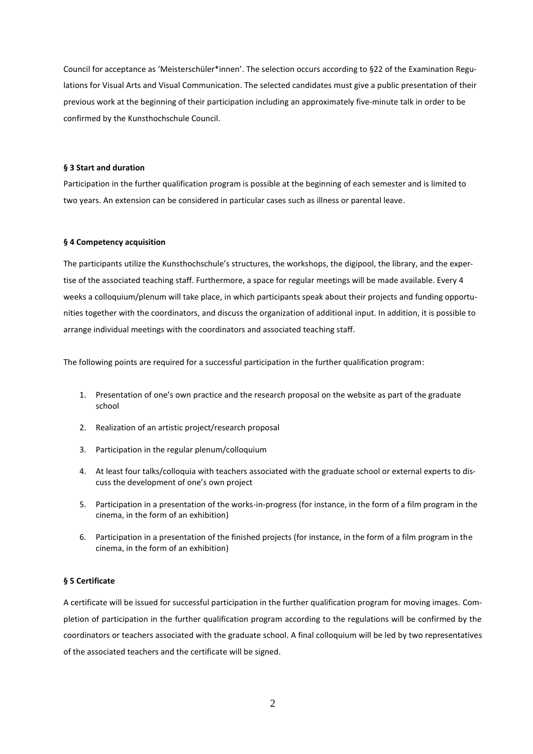Council for acceptance as 'Meisterschüler*innen'. The selection occurs according to §22 of the Examination Regulations for Visual Arts and Visual Communication. The selected candidates must give a public presentation of their previous work at the beginning of their participation including an approximately five-minute talk in order to be confirmed by the Kunsthochschule Council.

**§ 3 Start and duration**

Participation in the further qualification program is possible at the beginning of each semester and is limited to two years. An extension can be considered in particular cases such as illness or parental leave.

**§ 4 Competency acquisition**

The participants utilize the Kunsthochschule's structures, the workshops, the digipool, the library, and the expertise of the associated teaching staff. Furthermore, a space for regular meetings will be made available. Every 4 weeks a colloquium/plenum will take place, in which participants speak about their projects and funding opportunities together with the coordinators, and discuss the organization of additional input. In addition, it is possible to arrange individual meetings with the coordinators and associated teaching staff.

The following points are required for a successful participation in the further qualification program:

1. Presentation of one's own practice and the research proposal on the website as part of the graduate school
2. Realization of an artistic project/research proposal
3. Participation in the regular plenum/colloquium
4. At least four talks/colloquia with teachers associated with the graduate school or external experts to discuss the development of one's own project
5. Participation in a presentation of the works-in-progress (for instance, in the form of a film program in the cinema, in the form of an exhibition)
6. Participation in a presentation of the finished projects (for instance, in the form of a film program in the cinema, in the form of an exhibition)

**§ 5 Certificate**

A certificate will be issued for successful participation in the further qualification program for moving images. Completion of participation in the further qualification program according to the regulations will be confirmed by the coordinators or teachers associated with the graduate school. A final colloquium will be led by two representatives of the associated teachers and the certificate will be signed.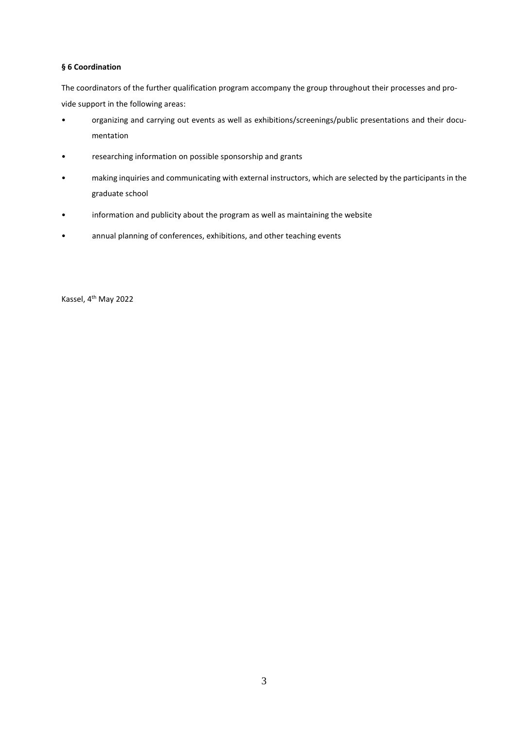**§ 6 Coordination**

The coordinators of the further qualification program accompany the group throughout their processes and provide support in the following areas:

- organizing and carrying out events as well as exhibitions/screenings/public presentations and their documentation
- researching information on possible sponsorship and grants
- making inquiries and communicating with external instructors, which are selected by the participants in the graduate school
- information and publicity about the program as well as maintaining the website
- annual planning of conferences, exhibitions, and other teaching events

Kassel, 4th May 2022